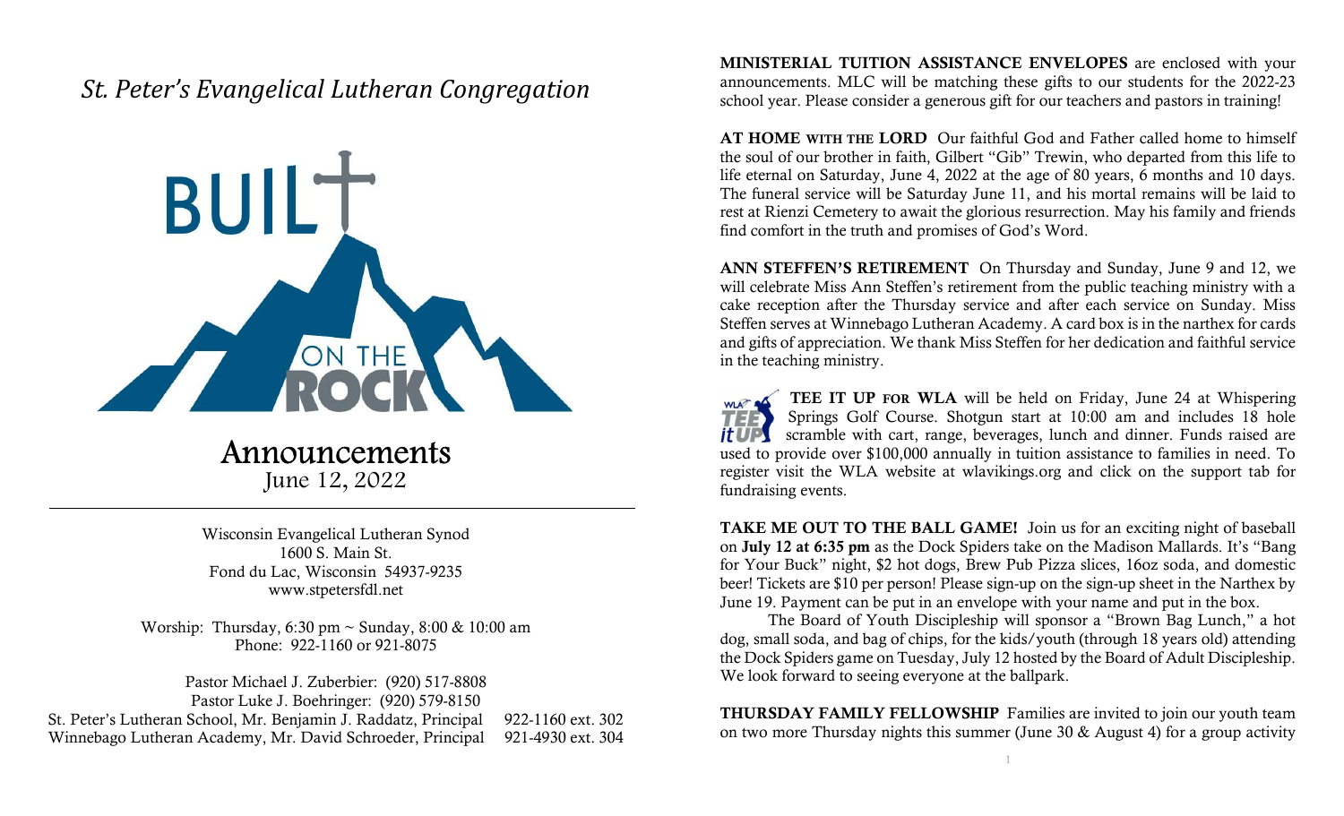# *St. Peter's Evangelical Lutheran Congregation*

BUILT ON THE ROCK

## Announcements

June 12, 2022

Wisconsin Evangelical Lutheran Synod
1600 S. Main St.
Fond du Lac, Wisconsin 54937-9235
www.stpetersfdl.net

Worship: Thursday, 6:30 pm ~ Sunday, 8:00 & 10:00 am
Phone: 922-1160 or 921-8075

Pastor Michael J. Zuberbier: (920) 517-8808
Pastor Luke J. Boehringer: (920) 579-8150
St. Peter's Lutheran School, Mr. Benjamin J. Raddatz, Principal 922-1160 ext. 302
Winnebago Lutheran Academy, Mr. David Schroeder, Principal 921-4930 ext. 304

**MINISTERIAL TUITION ASSISTANCE ENVELOPES** are enclosed with your announcements. MLC will be matching these gifts to our students for the 2022-23 school year. Please consider a generous gift for our teachers and pastors in training!

**AT HOME WITH THE LORD** Our faithful God and Father called home to himself the soul of our brother in faith, Gilbert "Gib" Trewin, who departed from this life to life eternal on Saturday, June 4, 2022 at the age of 80 years, 6 months and 10 days. The funeral service will be Saturday June 11, and his mortal remains will be laid to rest at Rienzi Cemetery to await the glorious resurrection. May his family and friends find comfort in the truth and promises of God's Word.

**ANN STEFFEN'S RETIREMENT** On Thursday and Sunday, June 9 and 12, we will celebrate Miss Ann Steffen's retirement from the public teaching ministry with a cake reception after the Thursday service and after each service on Sunday. Miss Steffen serves at Winnebago Lutheran Academy. A card box is in the narthex for cards and gifts of appreciation. We thank Miss Steffen for her dedication and faithful service in the teaching ministry.

**TEE IT UP FOR WLA** will be held on Friday, June 24 at Whispering Springs Golf Course. Shotgun start at 10:00 am and includes 18 hole scramble with cart, range, beverages, lunch and dinner. Funds raised are used to provide over $100,000 annually in tuition assistance to families in need. To register visit the WLA website at wlavikings.org and click on the support tab for fundraising events.

**TAKE ME OUT TO THE BALL GAME!** Join us for an exciting night of baseball on **July 12 at 6:35 pm** as the Dock Spiders take on the Madison Mallards. It's "Bang for Your Buck" night, $2 hot dogs, Brew Pub Pizza slices, 16oz soda, and domestic beer! Tickets are $10 per person! Please sign-up on the sign-up sheet in the Narthex by June 19. Payment can be put in an envelope with your name and put in the box.

The Board of Youth Discipleship will sponsor a "Brown Bag Lunch," a hot dog, small soda, and bag of chips, for the kids/youth (through 18 years old) attending the Dock Spiders game on Tuesday, July 12 hosted by the Board of Adult Discipleship. We look forward to seeing everyone at the ballpark.

**THURSDAY FAMILY FELLOWSHIP** Families are invited to join our youth team on two more Thursday nights this summer (June 30 & August 4) for a group activity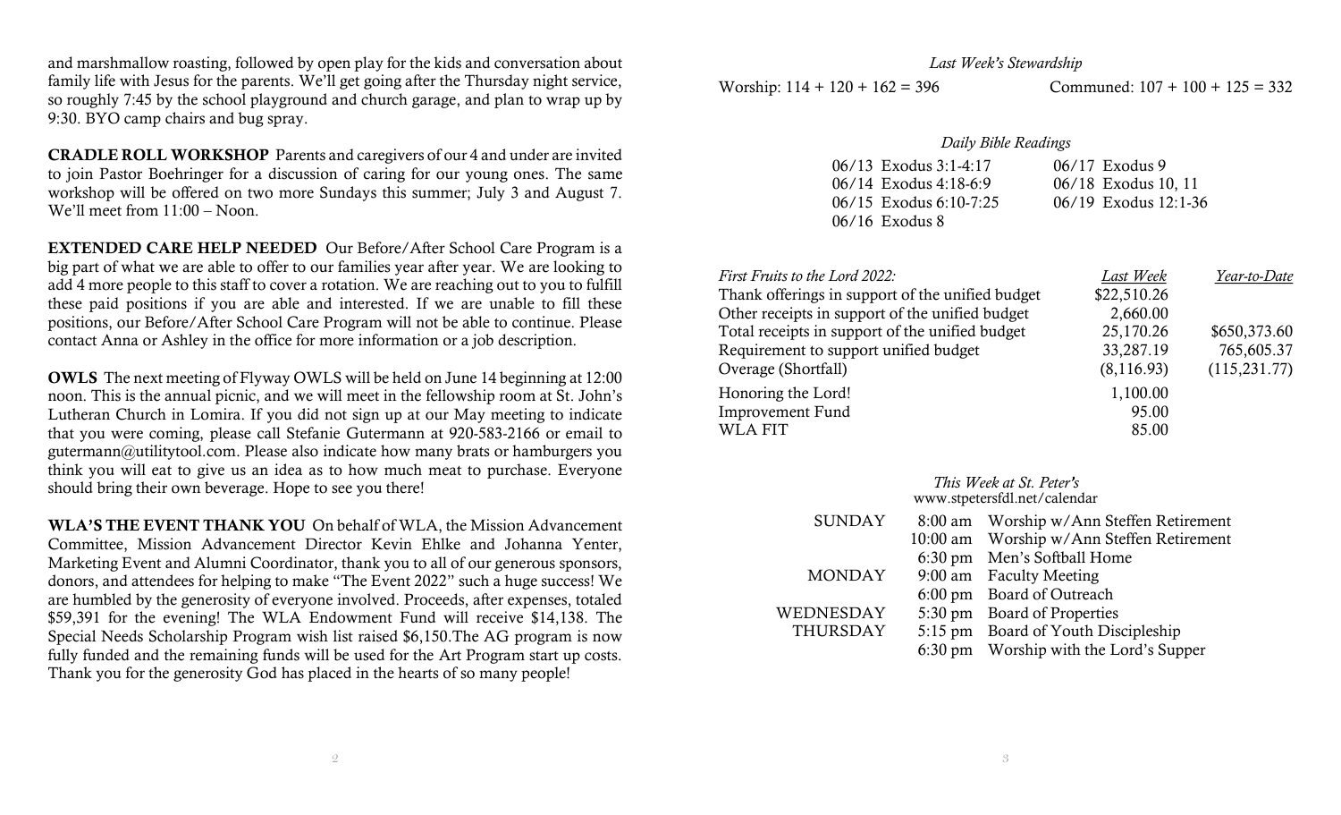and marshmallow roasting, followed by open play for the kids and conversation about family life with Jesus for the parents. We'll get going after the Thursday night service, so roughly 7:45 by the school playground and church garage, and plan to wrap up by 9:30. BYO camp chairs and bug spray.

**CRADLE ROLL WORKSHOP** Parents and caregivers of our 4 and under are invited to join Pastor Boehringer for a discussion of caring for our young ones. The same workshop will be offered on two more Sundays this summer; July 3 and August 7. We'll meet from 11:00 – Noon.

**EXTENDED CARE HELP NEEDED** Our Before/After School Care Program is a big part of what we are able to offer to our families year after year. We are looking to add 4 more people to this staff to cover a rotation. We are reaching out to you to fulfill these paid positions if you are able and interested. If we are unable to fill these positions, our Before/After School Care Program will not be able to continue. Please contact Anna or Ashley in the office for more information or a job description.

**OWLS** The next meeting of Flyway OWLS will be held on June 14 beginning at 12:00 noon. This is the annual picnic, and we will meet in the fellowship room at St. John's Lutheran Church in Lomira. If you did not sign up at our May meeting to indicate that you were coming, please call Stefanie Gutermann at 920-583-2166 or email to gutermann@utilitytool.com. Please also indicate how many brats or hamburgers you think you will eat to give us an idea as to how much meat to purchase. Everyone should bring their own beverage. Hope to see you there!

**WLA'S THE EVENT THANK YOU** On behalf of WLA, the Mission Advancement Committee, Mission Advancement Director Kevin Ehlke and Johanna Yenter, Marketing Event and Alumni Coordinator, thank you to all of our generous sponsors, donors, and attendees for helping to make "The Event 2022" such a huge success! We are humbled by the generosity of everyone involved. Proceeds, after expenses, totaled $59,391 for the evening! The WLA Endowment Fund will receive $14,138. The Special Needs Scholarship Program wish list raised $6,150.The AG program is now fully funded and the remaining funds will be used for the Art Program start up costs. Thank you for the generosity God has placed in the hearts of so many people!

*Last Week's Stewardship*

Worship: 114 + 120 + 162 = 396 Communed: 107 + 100 + 125 = 332

*Daily Bible Readings*

06/13 Exodus 3:1-4:17
06/14 Exodus 4:18-6:9
06/15 Exodus 6:10-7:25
06/16 Exodus 8
06/17 Exodus 9
06/18 Exodus 10, 11
06/19 Exodus 12:1-36

| *First Fruits to the Lord 2022:* | *Last Week* | *Year-to-Date* |
|---|---|---|
| Thank offerings in support of the unified budget | $22,510.26 | |
| Other receipts in support of the unified budget | 2,660.00 | |
| Total receipts in support of the unified budget | 25,170.26 | $650,373.60 |
| Requirement to support unified budget | 33,287.19 | 765,605.37 |
| Overage (Shortfall) | (8,116.93) | (115,231.77) |
| Honoring the Lord! | 1,100.00 | |
| Improvement Fund | 95.00 | |
| WLA FIT | 85.00 | |

*This Week at St. Peter's*
www.stpetersfdl.net/calendar

| | | |
|---|---|---|
| SUNDAY | 8:00 am | Worship w/Ann Steffen Retirement |
| | 10:00 am | Worship w/Ann Steffen Retirement |
| | 6:30 pm | Men's Softball Home |
| MONDAY | 9:00 am | Faculty Meeting |
| | 6:00 pm | Board of Outreach |
| WEDNESDAY | 5:30 pm | Board of Properties |
| THURSDAY | 5:15 pm | Board of Youth Discipleship |
| | 6:30 pm | Worship with the Lord's Supper |